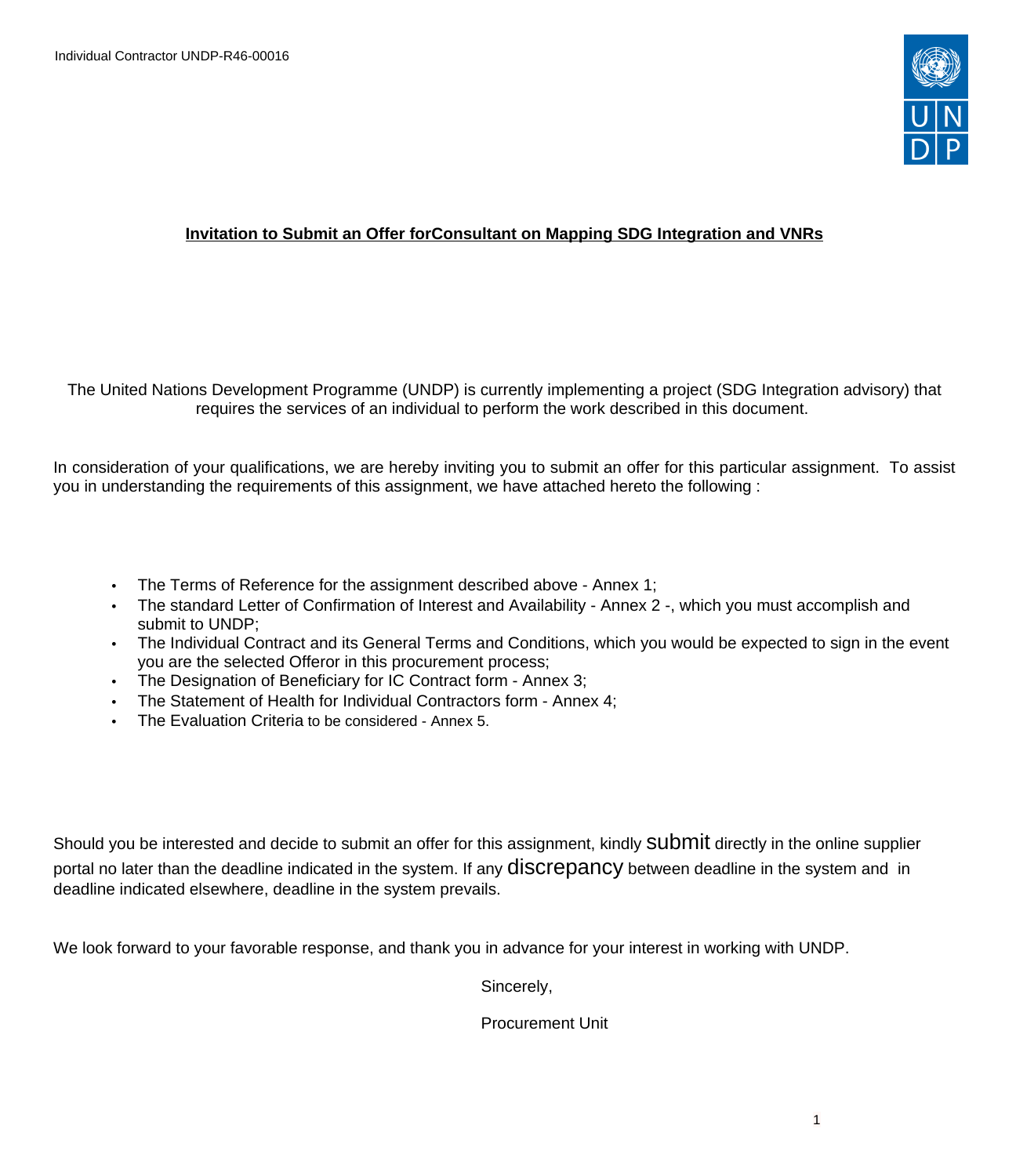Individual Contractor UNDP-R46-00016

**Invitation to Submit an Offer forConsultant on Mapping SDG Integration and VNRs**

The United Nations Development Programme (UNDP) is currently implementing a project (SDG Integration advisory) that requires the services of an individual to perform the work described in this document.

In consideration of your qualifications, we are hereby inviting you to submit an offer for this particular assignment. To assist you in understanding the requirements of this assignment, we have attached hereto the following :

- The Terms of Reference for the assignment described above - Annex 1;
- The standard Letter of Confirmation of Interest and Availability - Annex 2 -, which you must accomplish and submit to UNDP;
- The Individual Contract and its General Terms and Conditions, which you would be expected to sign in the event you are the selected Offeror in this procurement process;
- The Designation of Beneficiary for IC Contract form - Annex 3;
- The Statement of Health for Individual Contractors form - Annex 4;
- The Evaluation Criteria to be considered - Annex 5.

Should you be interested and decide to submit an offer for this assignment, kindly submit directly in the online supplier portal no later than the deadline indicated in the system. If any discrepancy between deadline in the system and in deadline indicated elsewhere, deadline in the system prevails.

We look forward to your favorable response, and thank you in advance for your interest in working with UNDP.

Sincerely,

Procurement Unit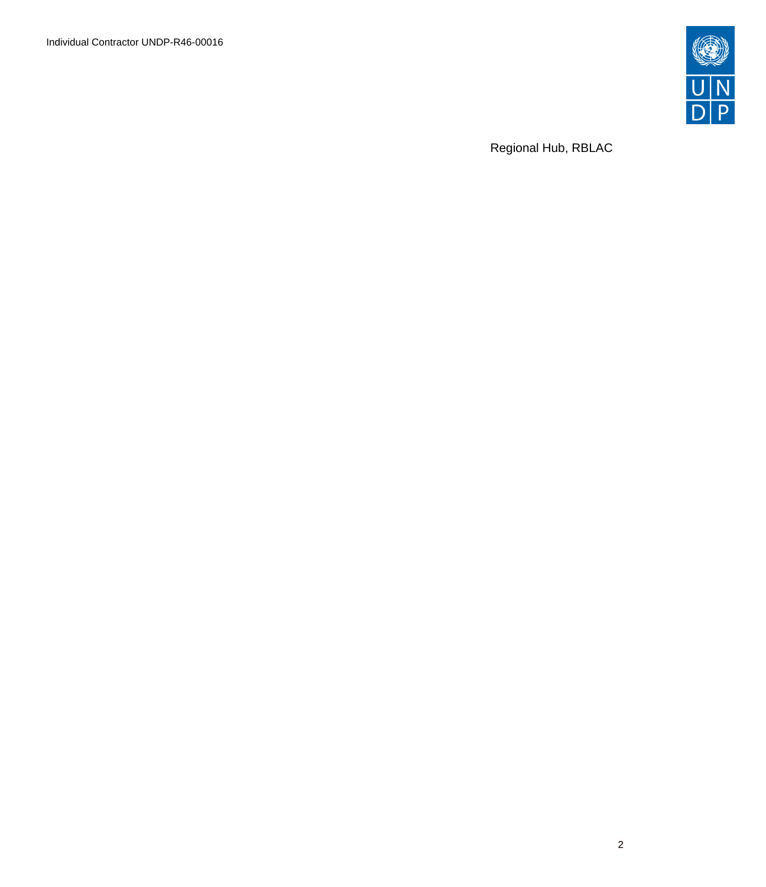Regional Hub, RBLAC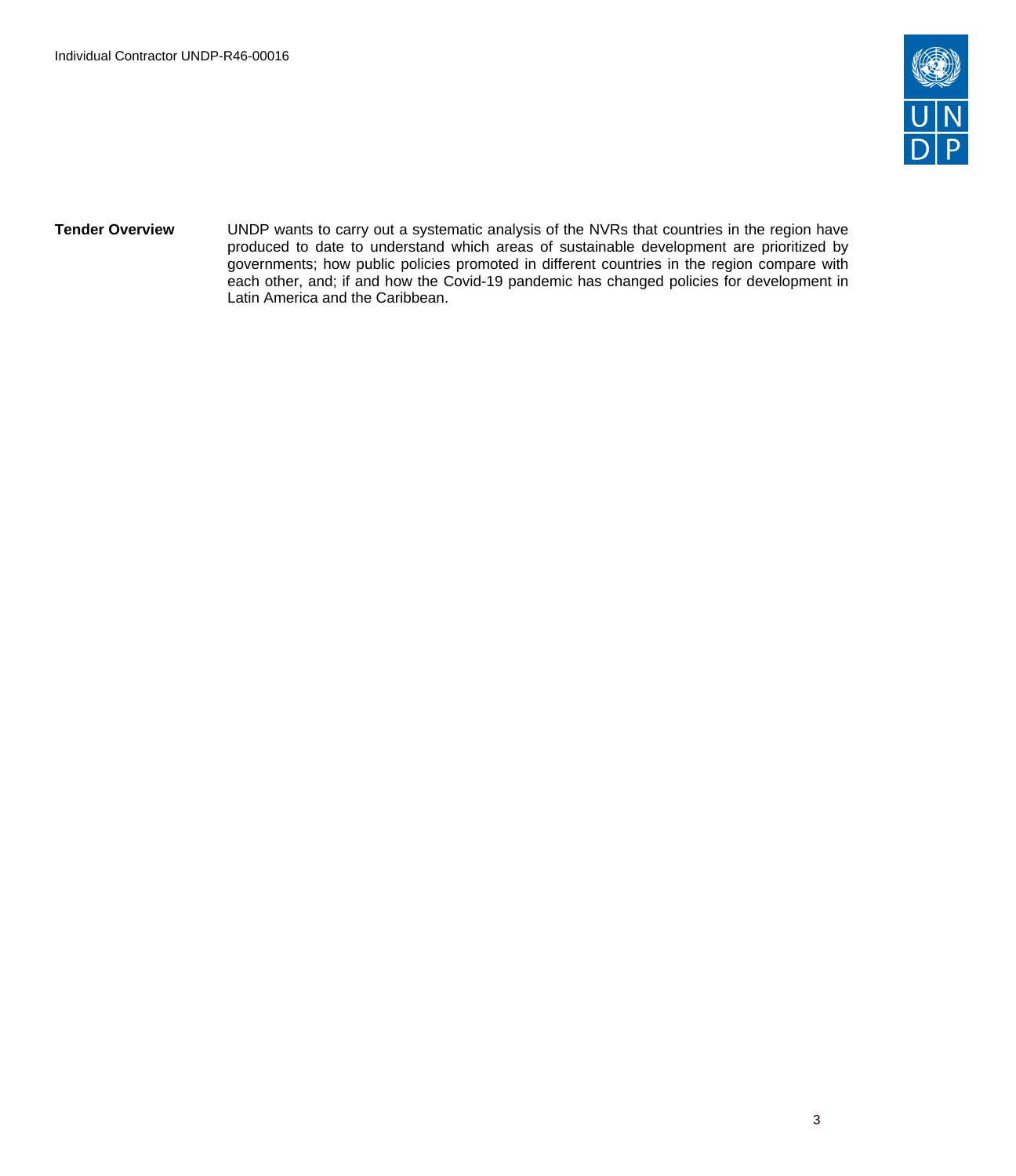**Tender Overview**

UNDP wants to carry out a systematic analysis of the NVRs that countries in the region have produced to date to understand which areas of sustainable development are prioritized by governments; how public policies promoted in different countries in the region compare with each other, and; if and how the Covid-19 pandemic has changed policies for development in Latin America and the Caribbean.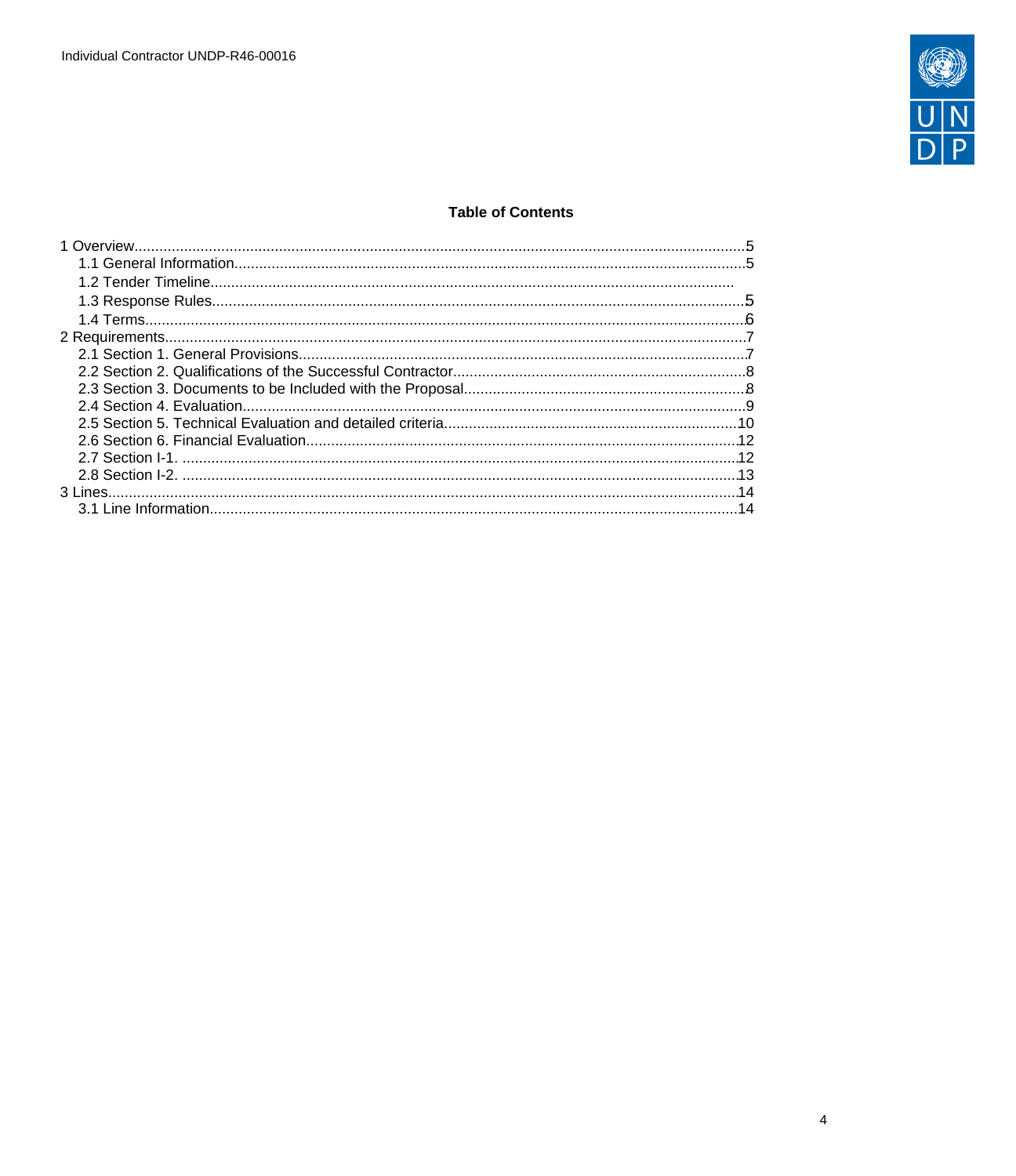**Table of Contents**

1 Overview....................................................................................................................................5
  1.1 General Information...........................................................................................................5
  1.2 Tender Timeline..............................................................................................................
  1.3 Response Rules................................................................................................................5
  1.4 Terms................................................................................................................................6
2 Requirements............................................................................................................................7
  2.1 Section 1. General Provisions............................................................................................7
  2.2 Section 2. Qualifications of the Successful Contractor......................................................8
  2.3 Section 3. Documents to be Included with the Proposal....................................................8
  2.4 Section 4. Evaluation.........................................................................................................9
  2.5 Section 5. Technical Evaluation and detailed criteria.......................................................10
  2.6 Section 6. Financial Evaluation........................................................................................12
  2.7 Section I-1. ......................................................................................................................12
  2.8 Section I-2. ......................................................................................................................13
3 Lines.......................................................................................................................................14
  3.1 Line Information...............................................................................................................14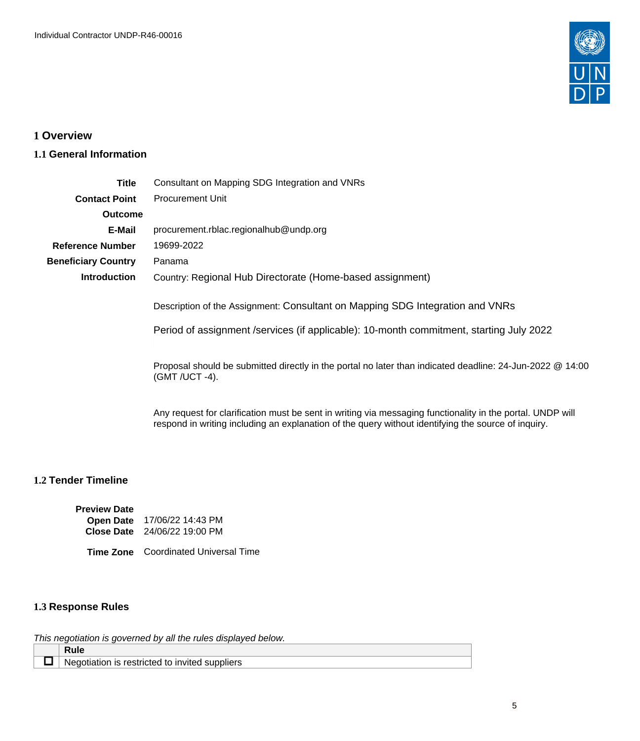# 1 Overview

## 1.1 General Information

| | |
|---|---|
| **Title** | Consultant on Mapping SDG Integration and VNRs |
| **Contact Point** | Procurement Unit |
| **Outcome** | |
| **E-Mail** | procurement.rblac.regionalhub@undp.org |
| **Reference Number** | 19699-2022 |
| **Beneficiary Country** | Panama |
| **Introduction** | Country: Regional Hub Directorate (Home-based assignment)<br><br>Description of the Assignment: Consultant on Mapping SDG Integration and VNRs<br><br>Period of assignment /services (if applicable): 10-month commitment, starting July 2022<br><br>Proposal should be submitted directly in the portal no later than indicated deadline: 24-Jun-2022 @ 14:00 (GMT /UCT -4).<br><br>Any request for clarification must be sent in writing via messaging functionality in the portal. UNDP will respond in writing including an explanation of the query without identifying the source of inquiry. |

## 1.2 Tender Timeline

| | |
|---|---|
| **Preview Date** | |
| **Open Date** | 17/06/22 14:43 PM |
| **Close Date** | 24/06/22 19:00 PM |
| **Time Zone** | Coordinated Universal Time |

## 1.3 Response Rules

*This negotiation is governed by all the rules displayed below.*

| | Rule |
|---|---|
| ☐ | Negotiation is restricted to invited suppliers |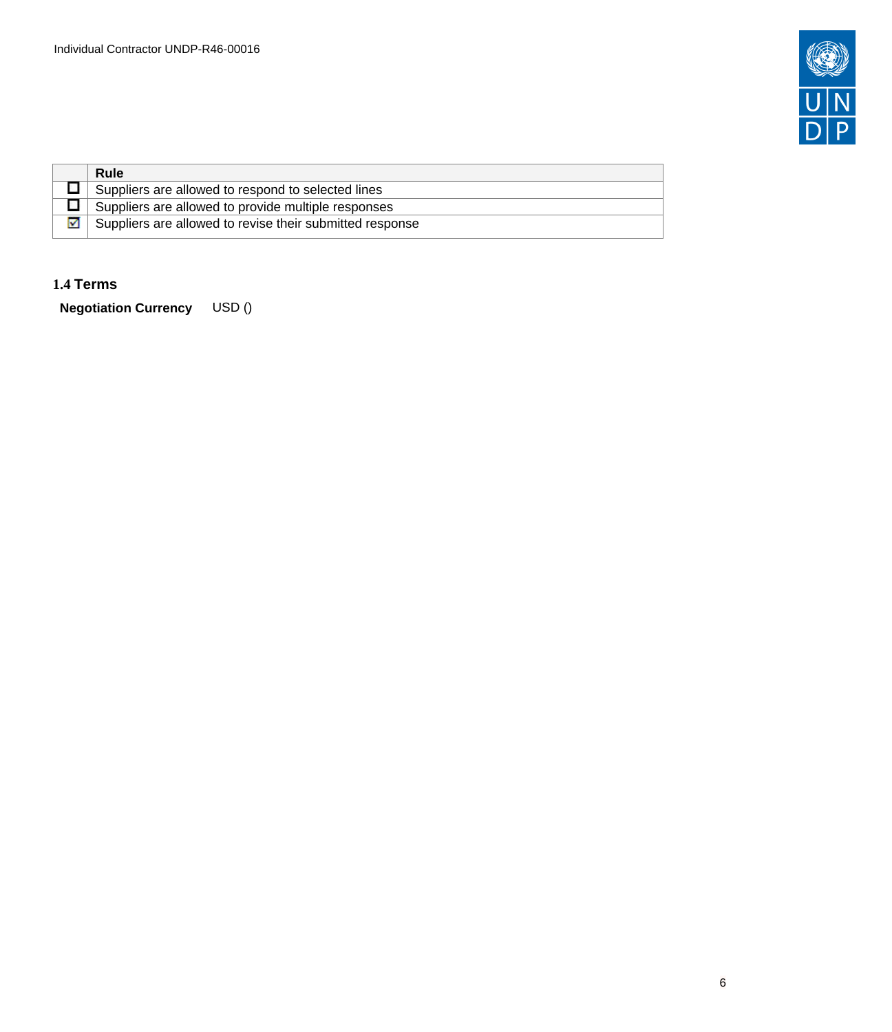| | Rule |
|---|---|
| ☐ | Suppliers are allowed to respond to selected lines |
| ☐ | Suppliers are allowed to provide multiple responses |
| ☑ | Suppliers are allowed to revise their submitted response |

### 1.4 Terms

**Negotiation Currency** USD ()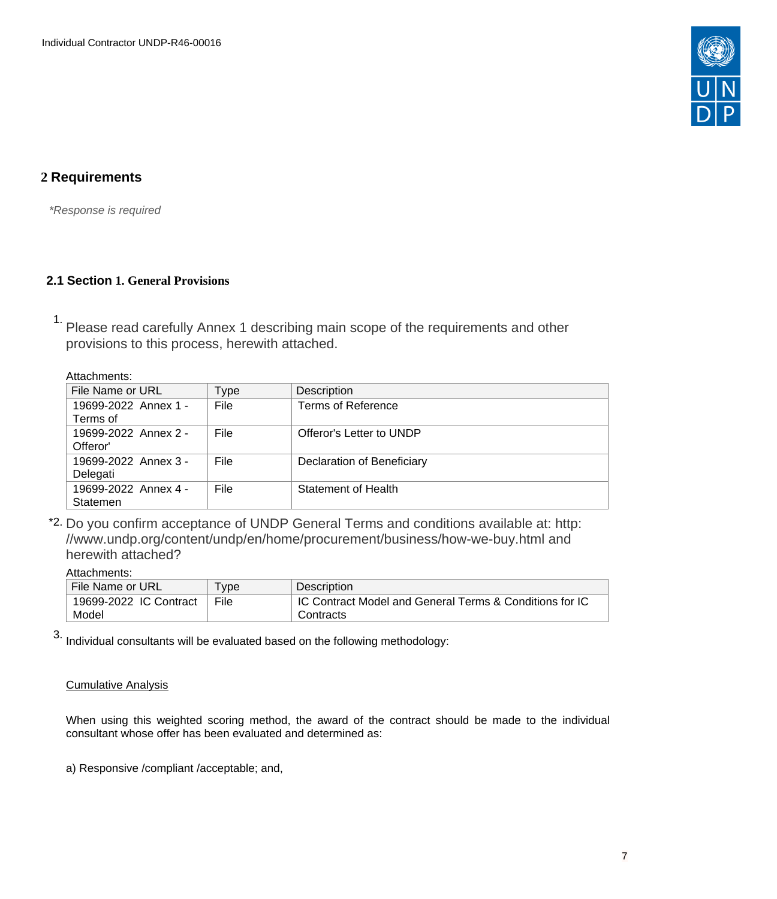## 2 Requirements

*\*Response is required*

### 2.1 Section 1. General Provisions

1. Please read carefully Annex 1 describing main scope of the requirements and other provisions to this process, herewith attached.

Attachments:

| File Name or URL | Type | Description |
| --- | --- | --- |
| 19699-2022 Annex 1 - Terms of | File | Terms of Reference |
| 19699-2022 Annex 2 - Offeror' | File | Offeror's Letter to UNDP |
| 19699-2022 Annex 3 - Delegati | File | Declaration of Beneficiary |
| 19699-2022 Annex 4 - Statemen | File | Statement of Health |

*2. Do you confirm acceptance of UNDP General Terms and conditions available at: http://www.undp.org/content/undp/en/home/procurement/business/how-we-buy.html and herewith attached?

Attachments:

| File Name or URL | Type | Description |
| --- | --- | --- |
| 19699-2022 IC Contract Model | File | IC Contract Model and General Terms & Conditions for IC Contracts |

3. Individual consultants will be evaluated based on the following methodology:

Cumulative Analysis

When using this weighted scoring method, the award of the contract should be made to the individual consultant whose offer has been evaluated and determined as:

a) Responsive /compliant /acceptable; and,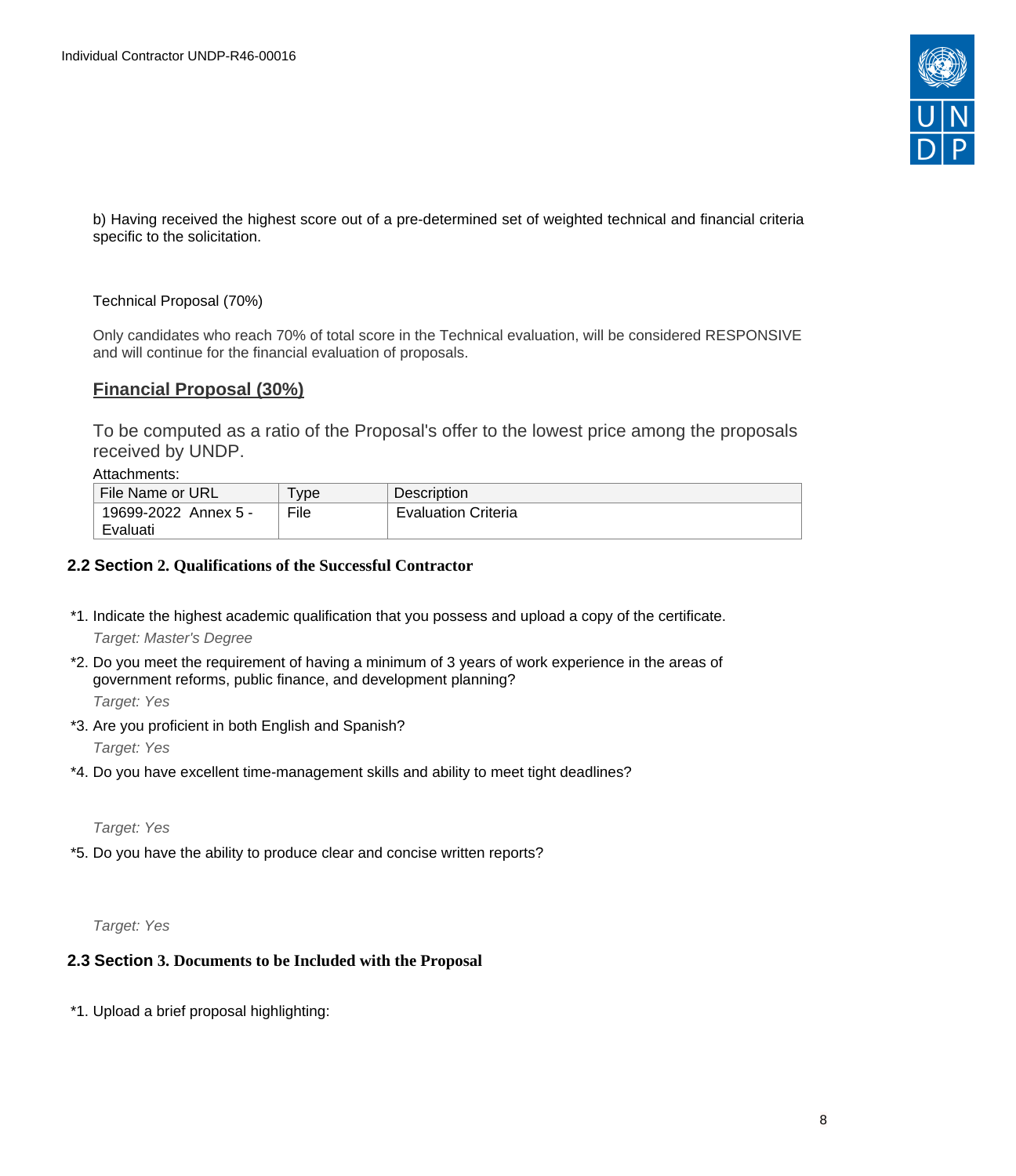b) Having received the highest score out of a pre-determined set of weighted technical and financial criteria specific to the solicitation.

Technical Proposal (70%)

Only candidates who reach 70% of total score in the Technical evaluation, will be considered RESPONSIVE and will continue for the financial evaluation of proposals.

**Financial Proposal (30%)**

To be computed as a ratio of the Proposal's offer to the lowest price among the proposals received by UNDP.

Attachments:

| File Name or URL | Type | Description |
|---|---|---|
| 19699-2022 Annex 5 - Evaluati | File | Evaluation Criteria |

## 2.2 Section 2. Qualifications of the Successful Contractor

*1. Indicate the highest academic qualification that you possess and upload a copy of the certificate.
*Target: Master's Degree*

*2. Do you meet the requirement of having a minimum of 3 years of work experience in the areas of government reforms, public finance, and development planning?
*Target: Yes*

*3. Are you proficient in both English and Spanish?
*Target: Yes*

*4. Do you have excellent time-management skills and ability to meet tight deadlines?
*Target: Yes*

*5. Do you have the ability to produce clear and concise written reports?
*Target: Yes*

## 2.3 Section 3. Documents to be Included with the Proposal

*1. Upload a brief proposal highlighting: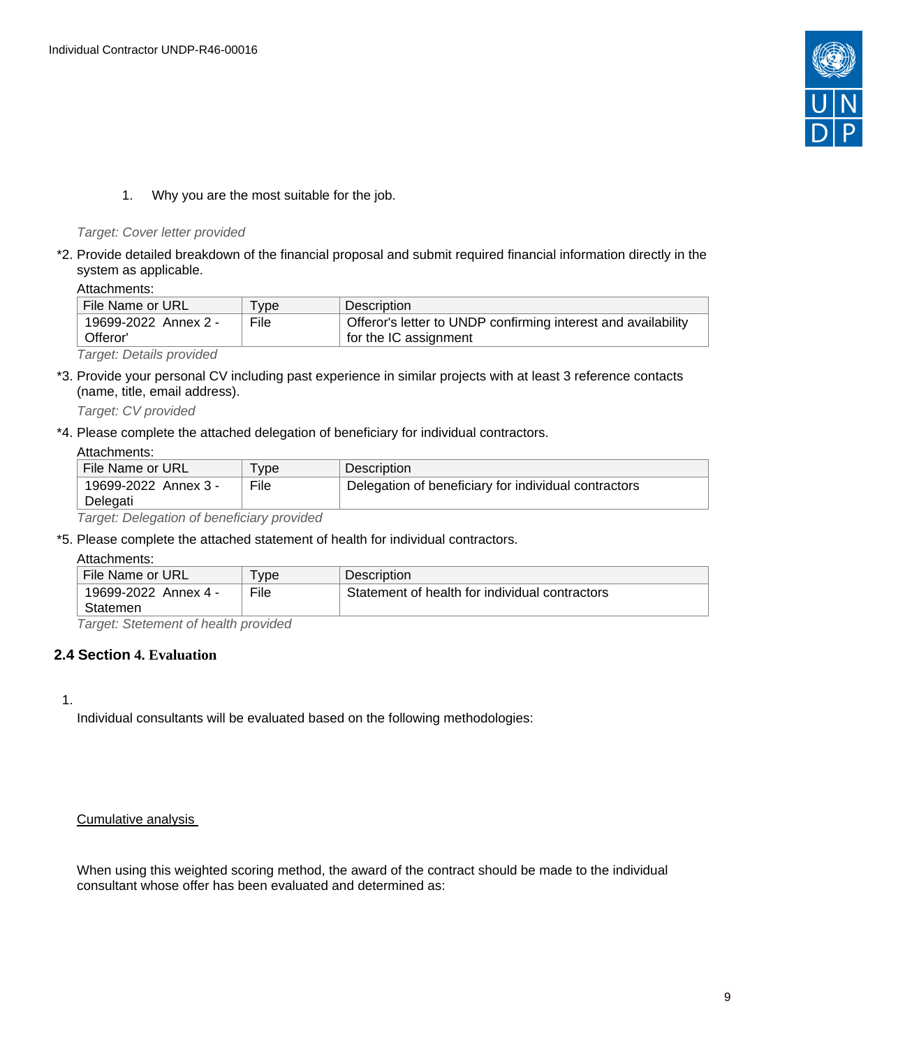1. Why you are the most suitable for the job.

*Target: Cover letter provided*

*2. Provide detailed breakdown of the financial proposal and submit required financial information directly in the system as applicable.

Attachments:

| File Name or URL | Type | Description |
|---|---|---|
| 19699-2022 Annex 2 - Offeror' | File | Offeror's letter to UNDP confirming interest and availability for the IC assignment |

*Target: Details provided*

*3. Provide your personal CV including past experience in similar projects with at least 3 reference contacts (name, title, email address).

*Target: CV provided*

*4. Please complete the attached delegation of beneficiary for individual contractors.

Attachments:

| File Name or URL | Type | Description |
|---|---|---|
| 19699-2022 Annex 3 - Delegati | File | Delegation of beneficiary for individual contractors |

*Target: Delegation of beneficiary provided*

*5. Please complete the attached statement of health for individual contractors.

Attachments:

| File Name or URL | Type | Description |
|---|---|---|
| 19699-2022 Annex 4 - Statemen | File | Statement of health for individual contractors |

*Target: Stetement of health provided*

## 2.4 Section 4. Evaluation

1.

Individual consultants will be evaluated based on the following methodologies:

Cumulative analysis

When using this weighted scoring method, the award of the contract should be made to the individual consultant whose offer has been evaluated and determined as: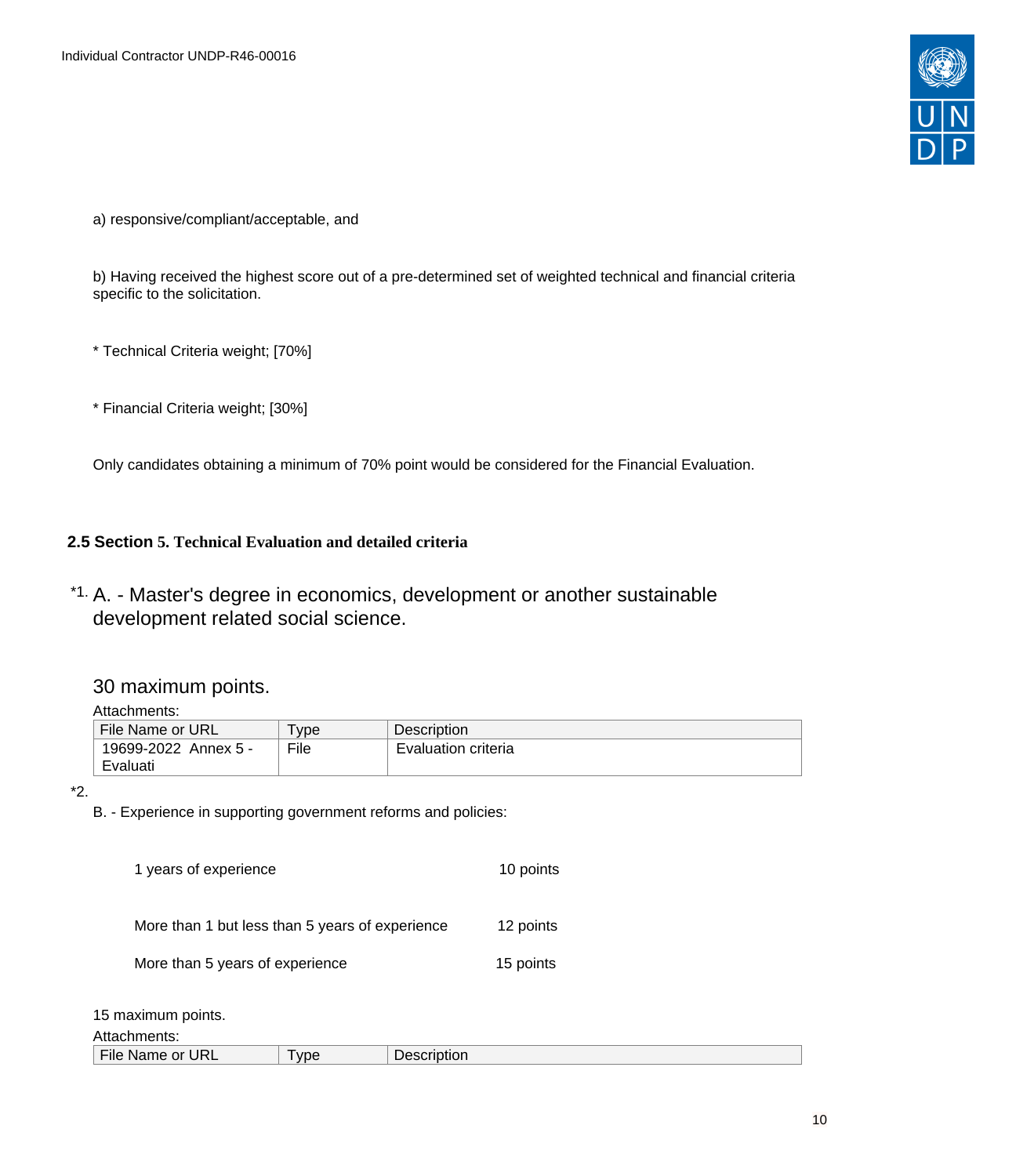a) responsive/compliant/acceptable, and

b) Having received the highest score out of a pre-determined set of weighted technical and financial criteria specific to the solicitation.

* Technical Criteria weight; [70%]

* Financial Criteria weight; [30%]

Only candidates obtaining a minimum of 70% point would be considered for the Financial Evaluation.

## 2.5 Section 5. Technical Evaluation and detailed criteria

*1. A. - Master's degree in economics, development or another sustainable development related social science.

30 maximum points.

Attachments:

| File Name or URL | Type | Description |
|---|---|---|
| 19699-2022 Annex 5 - Evaluati | File | Evaluation criteria |

*2.

B. - Experience in supporting government reforms and policies:

| | |
|---|---|
| 1 years of experience | 10 points |
| More than 1 but less than 5 years of experience | 12 points |
| More than 5 years of experience | 15 points |

15 maximum points.

Attachments:

| File Name or URL | Type | Description |
|---|---|---|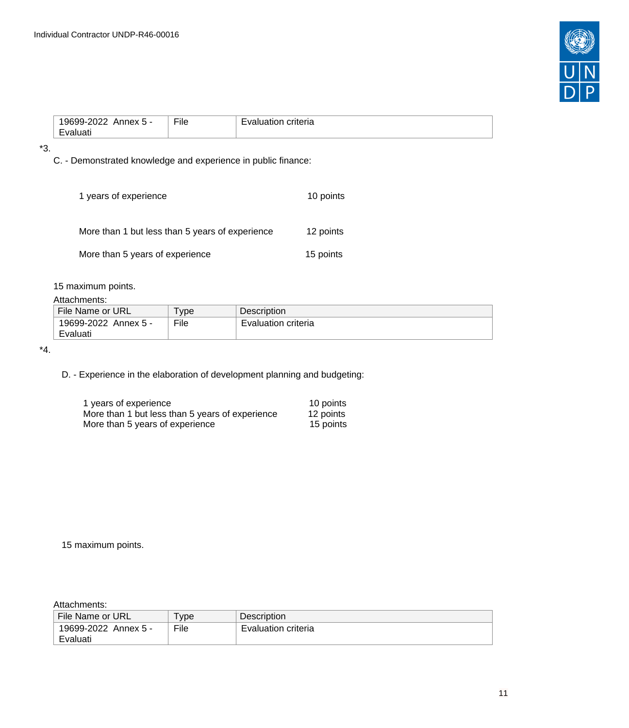| 19699-2022 Annex 5 - Evaluati | File | Evaluation criteria |
|---|---|---|

*3.

C. - Demonstrated knowledge and experience in public finance:

| | |
|---|---|
| 1 years of experience | 10 points |
| More than 1 but less than 5 years of experience | 12 points |
| More than 5 years of experience | 15 points |

15 maximum points.

Attachments:

| File Name or URL | Type | Description |
|---|---|---|
| 19699-2022 Annex 5 - Evaluati | File | Evaluation criteria |

*4.

D. - Experience in the elaboration of development planning and budgeting:

| | |
|---|---|
| 1 years of experience | 10 points |
| More than 1 but less than 5 years of experience | 12 points |
| More than 5 years of experience | 15 points |

15 maximum points.

Attachments:

| File Name or URL | Type | Description |
|---|---|---|
| 19699-2022 Annex 5 - Evaluati | File | Evaluation criteria |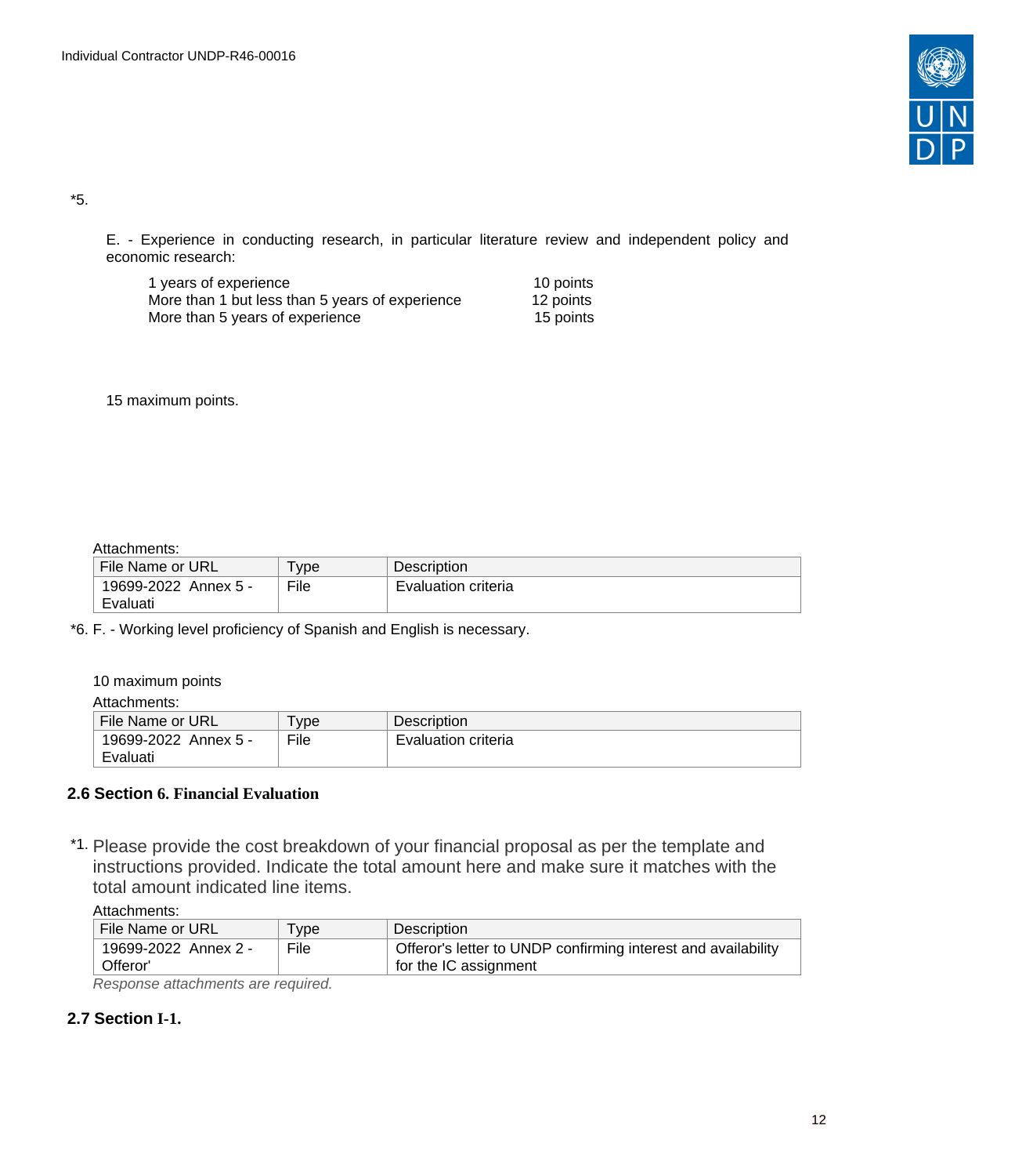*5.

E. - Experience in conducting research, in particular literature review and independent policy and economic research:

| | |
|---|---|
| 1 years of experience | 10 points |
| More than 1 but less than 5 years of experience | 12 points |
| More than 5 years of experience | 15 points |

15 maximum points.

Attachments:

| File Name or URL | Type | Description |
|---|---|---|
| 19699-2022 Annex 5 - Evaluati | File | Evaluation criteria |

*6. F. - Working level proficiency of Spanish and English is necessary.

10 maximum points

Attachments:

| File Name or URL | Type | Description |
|---|---|---|
| 19699-2022 Annex 5 - Evaluati | File | Evaluation criteria |

## 2.6 Section 6. Financial Evaluation

*1. Please provide the cost breakdown of your financial proposal as per the template and instructions provided. Indicate the total amount here and make sure it matches with the total amount indicated line items.

Attachments:

| File Name or URL | Type | Description |
|---|---|---|
| 19699-2022 Annex 2 - Offeror' | File | Offeror's letter to UNDP confirming interest and availability for the IC assignment |

*Response attachments are required.*

## 2.7 Section I-1.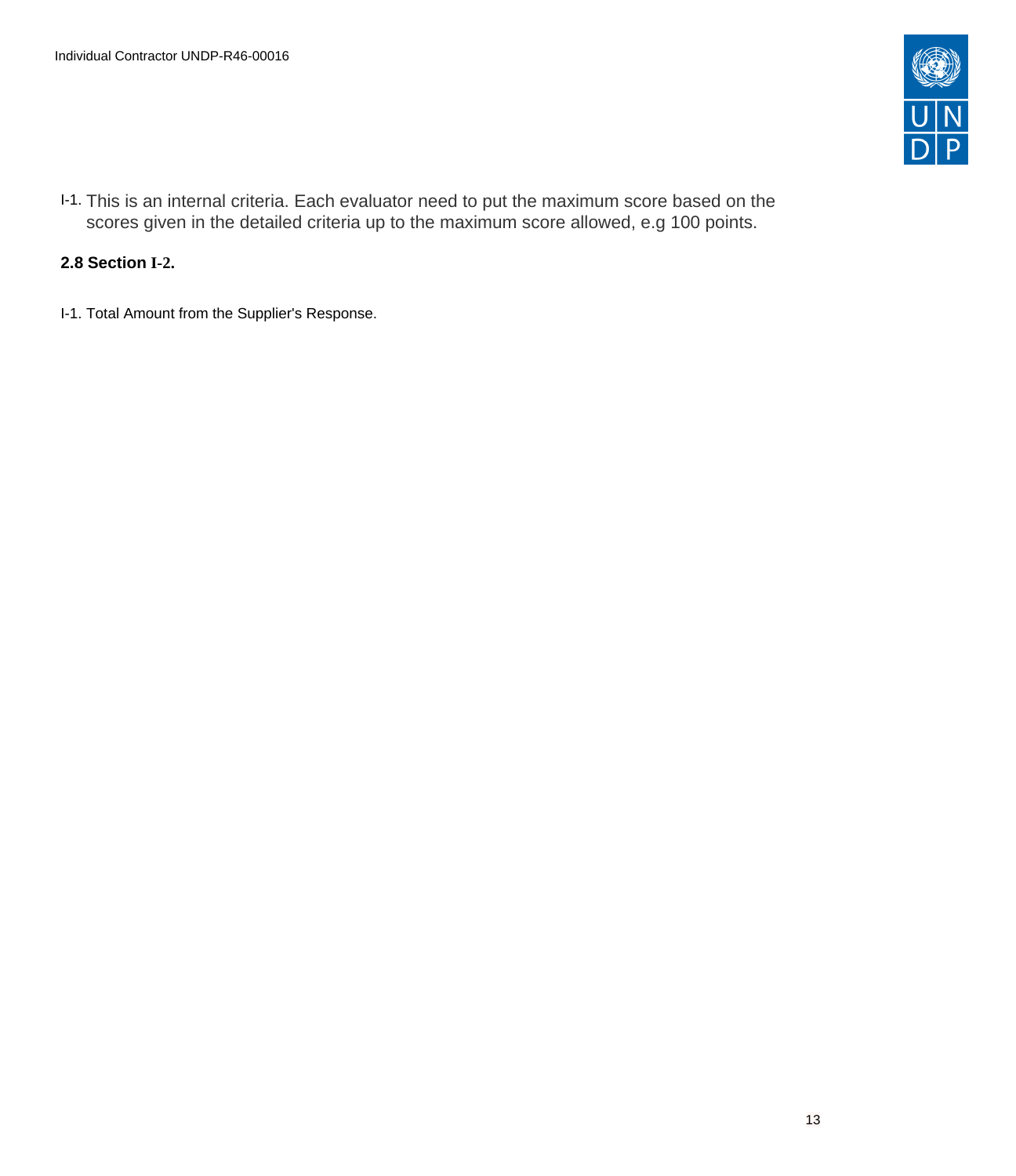I-1. This is an internal criteria. Each evaluator need to put the maximum score based on the scores given in the detailed criteria up to the maximum score allowed, e.g 100 points.

**2.8 Section I-2.**

I-1. Total Amount from the Supplier's Response.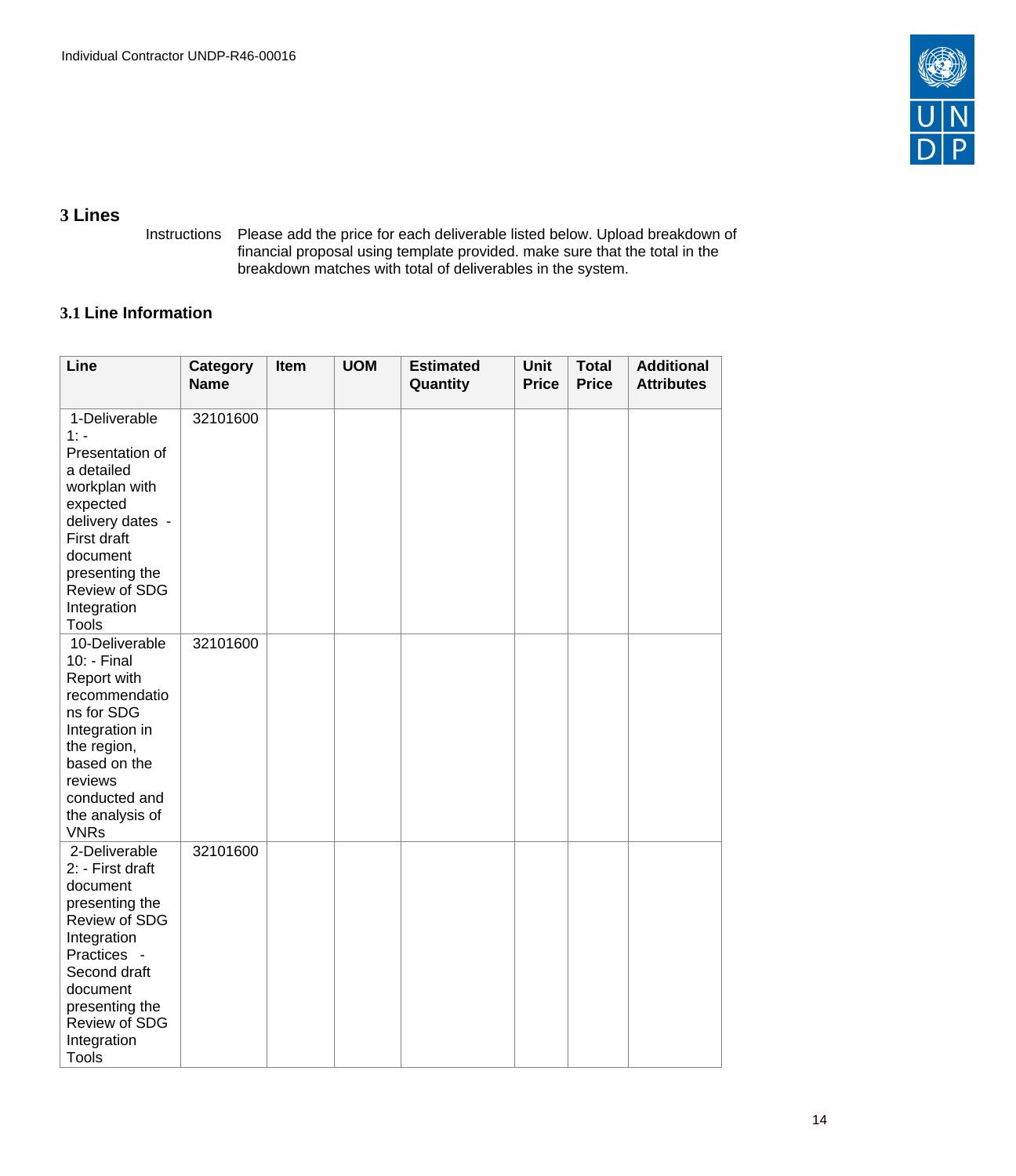## 3 Lines

Instructions Please add the price for each deliverable listed below. Upload breakdown of financial proposal using template provided. make sure that the total in the breakdown matches with total of deliverables in the system.

### 3.1 Line Information

| Line | Category Name | Item | UOM | Estimated Quantity | Unit Price | Total Price | Additional Attributes |
|---|---|---|---|---|---|---|---|
| 1-Deliverable 1: - Presentation of a detailed workplan with expected delivery dates - First draft document presenting the Review of SDG Integration Tools | 32101600 | | | | | | |
| 10-Deliverable 10: - Final Report with recommendations for SDG Integration in the region, based on the reviews conducted and the analysis of VNRs | 32101600 | | | | | | |
| 2-Deliverable 2: - First draft document presenting the Review of SDG Integration Practices - Second draft document presenting the Review of SDG Integration Tools | 32101600 | | | | | | |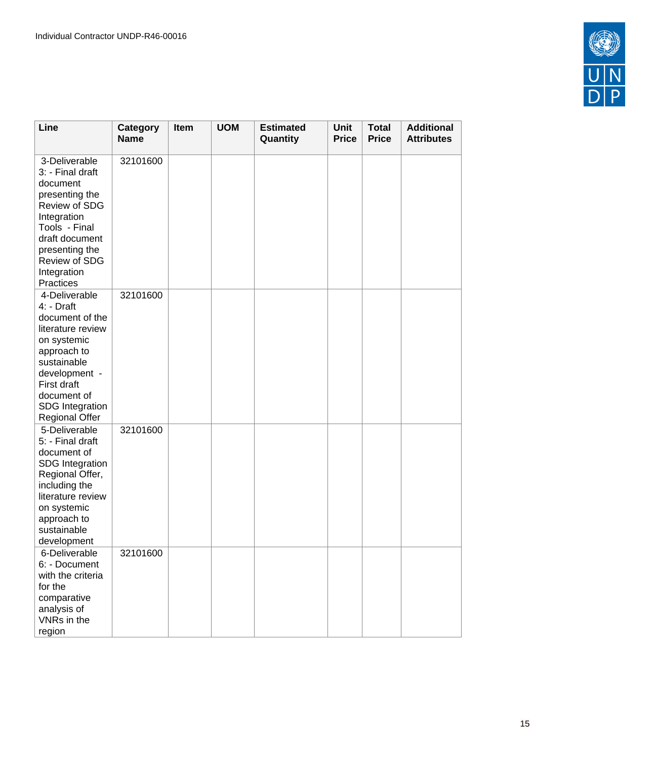| Line | Category Name | Item | UOM | Estimated Quantity | Unit Price | Total Price | Additional Attributes |
|---|---|---|---|---|---|---|---|
| 3-Deliverable 3: - Final draft document presenting the Review of SDG Integration Tools - Final draft document presenting the Review of SDG Integration Practices | 32101600 | | | | | | |
| 4-Deliverable 4: - Draft document of the literature review on systemic approach to sustainable development - First draft document of SDG Integration Regional Offer | 32101600 | | | | | | |
| 5-Deliverable 5: - Final draft document of SDG Integration Regional Offer, including the literature review on systemic approach to sustainable development | 32101600 | | | | | | |
| 6-Deliverable 6: - Document with the criteria for the comparative analysis of VNRs in the region | 32101600 | | | | | | |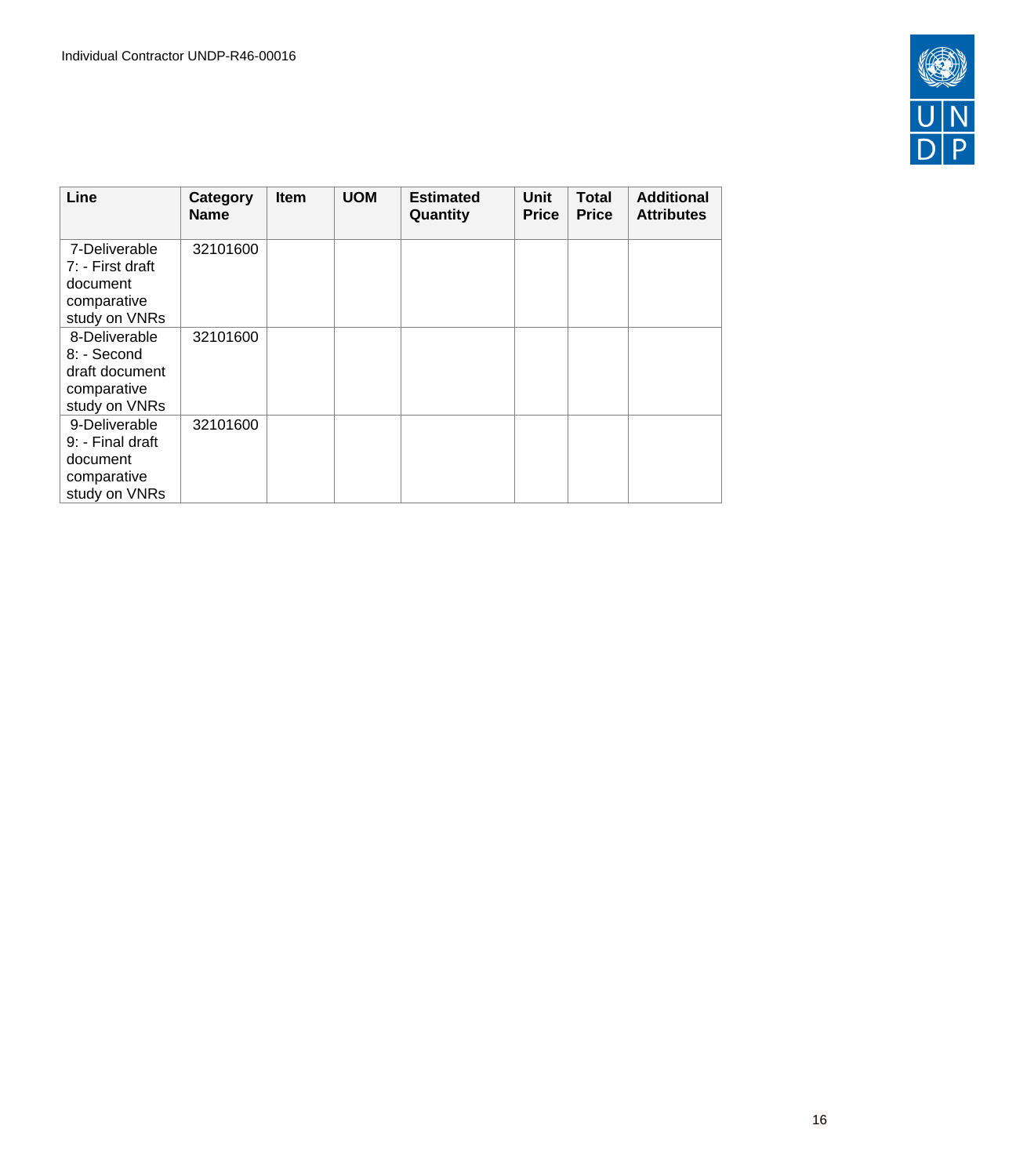| Line | Category Name | Item | UOM | Estimated Quantity | Unit Price | Total Price | Additional Attributes |
|---|---|---|---|---|---|---|---|
| 7-Deliverable 7: - First draft document comparative study on VNRs | 32101600 | | | | | | |
| 8-Deliverable 8: - Second draft document comparative study on VNRs | 32101600 | | | | | | |
| 9-Deliverable 9: - Final draft document comparative study on VNRs | 32101600 | | | | | | |